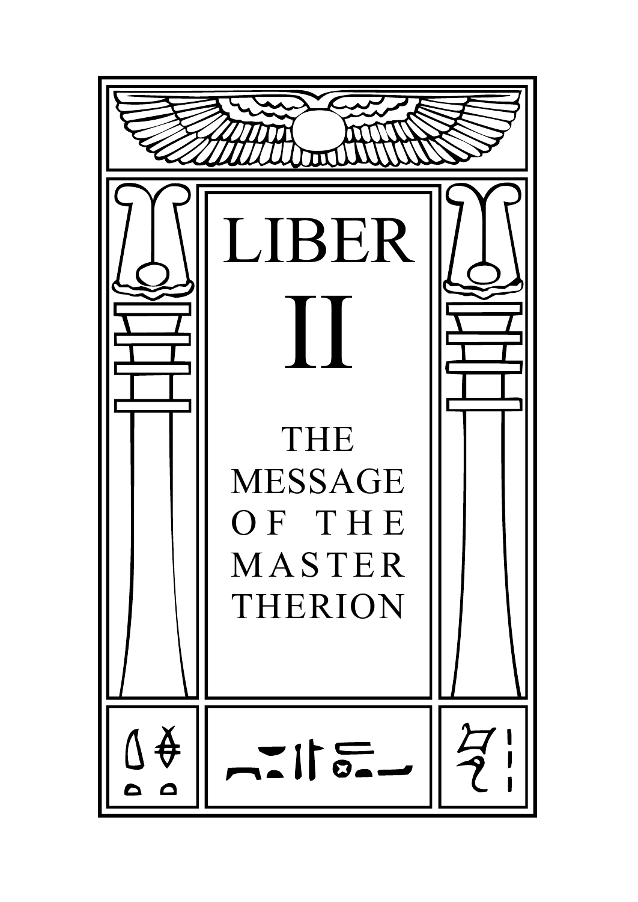# LIBER II

## THE MESSAGE OF THE MASTER THERION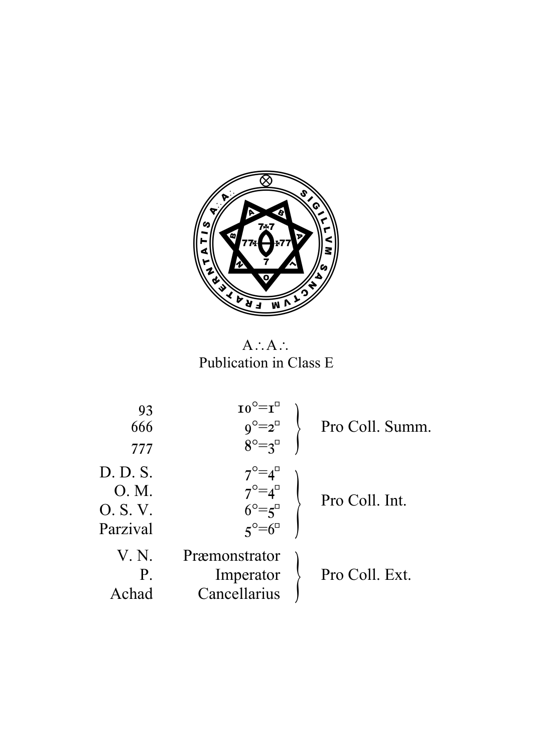A∴A∴
Publication in Class E

| | | |
|---|---|---|
| 93 | 10°=1□ | Pro Coll. Summ. |
| 666 | 9°=2□ | |
| 777 | 8°=3□ | |
| D. D. S. | 7°=4□ | Pro Coll. Int. |
| O. M. | 7°=4□ | |
| O. S. V. | 6°=5□ | |
| Parzival | 5°=6□ | |
| V. N. | Præmonstrator | Pro Coll. Ext. |
| P. | Imperator | |
| Achad | Cancellarius | |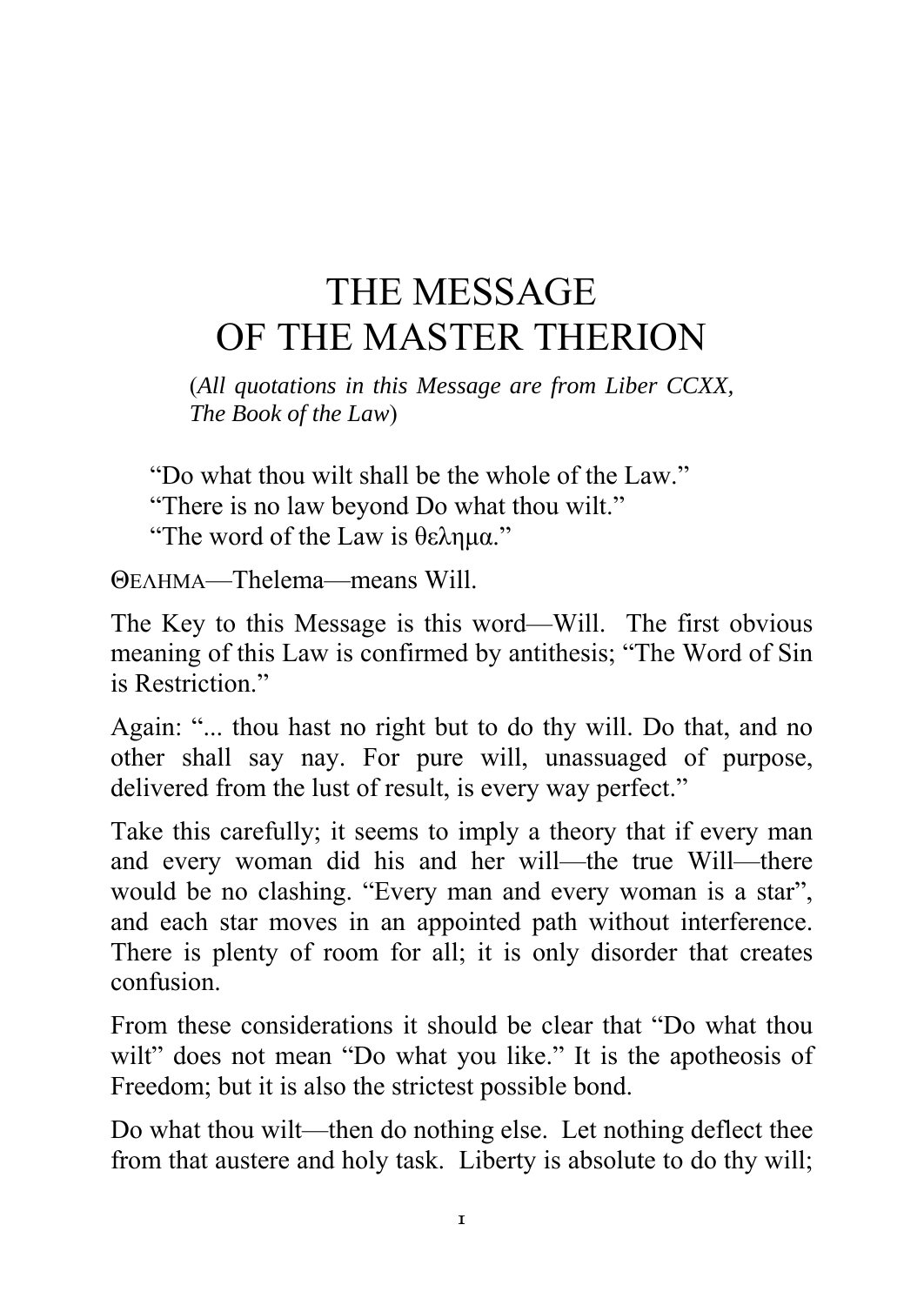# THE MESSAGE OF THE MASTER THERION

(*All quotations in this Message are from Liber CCXX, The Book of the Law*)

"Do what thou wilt shall be the whole of the Law."
"There is no law beyond Do what thou wilt."
"The word of the Law is θελημα."

ΘΕΛΗΜΑ—Thelema—means Will.

The Key to this Message is this word—Will. The first obvious meaning of this Law is confirmed by antithesis; "The Word of Sin is Restriction."

Again: "... thou hast no right but to do thy will. Do that, and no other shall say nay. For pure will, unassuaged of purpose, delivered from the lust of result, is every way perfect."

Take this carefully; it seems to imply a theory that if every man and every woman did his and her will—the true Will—there would be no clashing. "Every man and every woman is a star", and each star moves in an appointed path without interference. There is plenty of room for all; it is only disorder that creates confusion.

From these considerations it should be clear that "Do what thou wilt" does not mean "Do what you like." It is the apotheosis of Freedom; but it is also the strictest possible bond.

Do what thou wilt—then do nothing else. Let nothing deflect thee from that austere and holy task. Liberty is absolute to do thy will;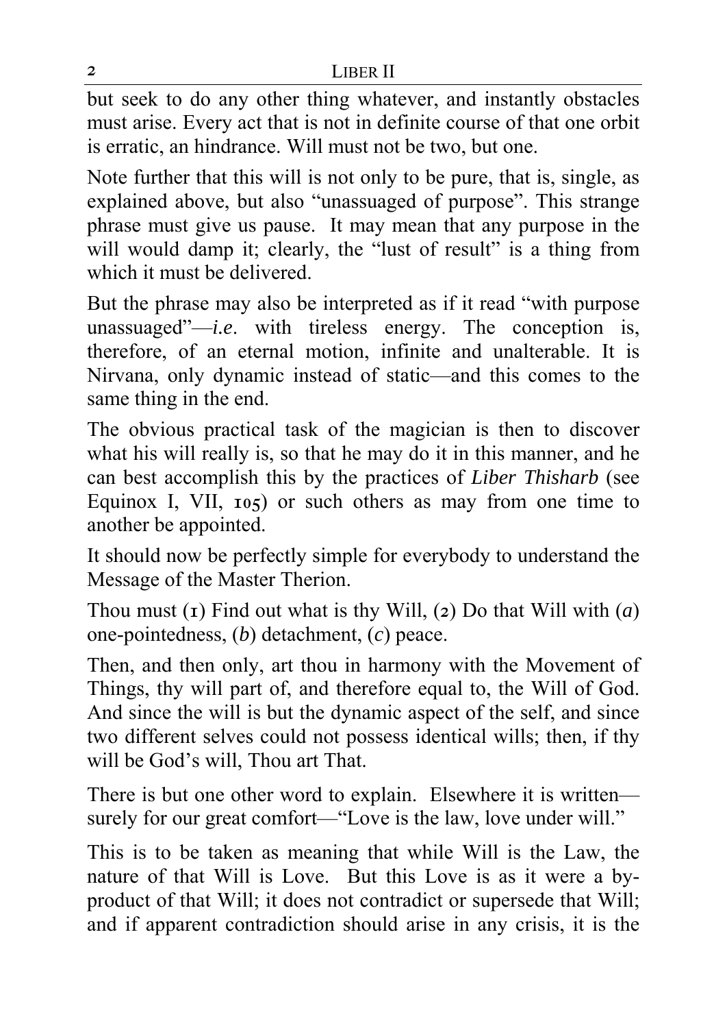but seek to do any other thing whatever, and instantly obstacles must arise. Every act that is not in definite course of that one orbit is erratic, an hindrance. Will must not be two, but one.

Note further that this will is not only to be pure, that is, single, as explained above, but also "unassuaged of purpose". This strange phrase must give us pause. It may mean that any purpose in the will would damp it; clearly, the "lust of result" is a thing from which it must be delivered.

But the phrase may also be interpreted as if it read "with purpose unassuaged"—*i.e*. with tireless energy. The conception is, therefore, of an eternal motion, infinite and unalterable. It is Nirvana, only dynamic instead of static—and this comes to the same thing in the end.

The obvious practical task of the magician is then to discover what his will really is, so that he may do it in this manner, and he can best accomplish this by the practices of *Liber Thisharb* (see Equinox I, VII, 105) or such others as may from one time to another be appointed.

It should now be perfectly simple for everybody to understand the Message of the Master Therion.

Thou must (1) Find out what is thy Will, (2) Do that Will with (*a*) one-pointedness, (*b*) detachment, (*c*) peace.

Then, and then only, art thou in harmony with the Movement of Things, thy will part of, and therefore equal to, the Will of God. And since the will is but the dynamic aspect of the self, and since two different selves could not possess identical wills; then, if thy will be God's will, Thou art That.

There is but one other word to explain. Elsewhere it is written—surely for our great comfort—"Love is the law, love under will."

This is to be taken as meaning that while Will is the Law, the nature of that Will is Love. But this Love is as it were a by-product of that Will; it does not contradict or supersede that Will; and if apparent contradiction should arise in any crisis, it is the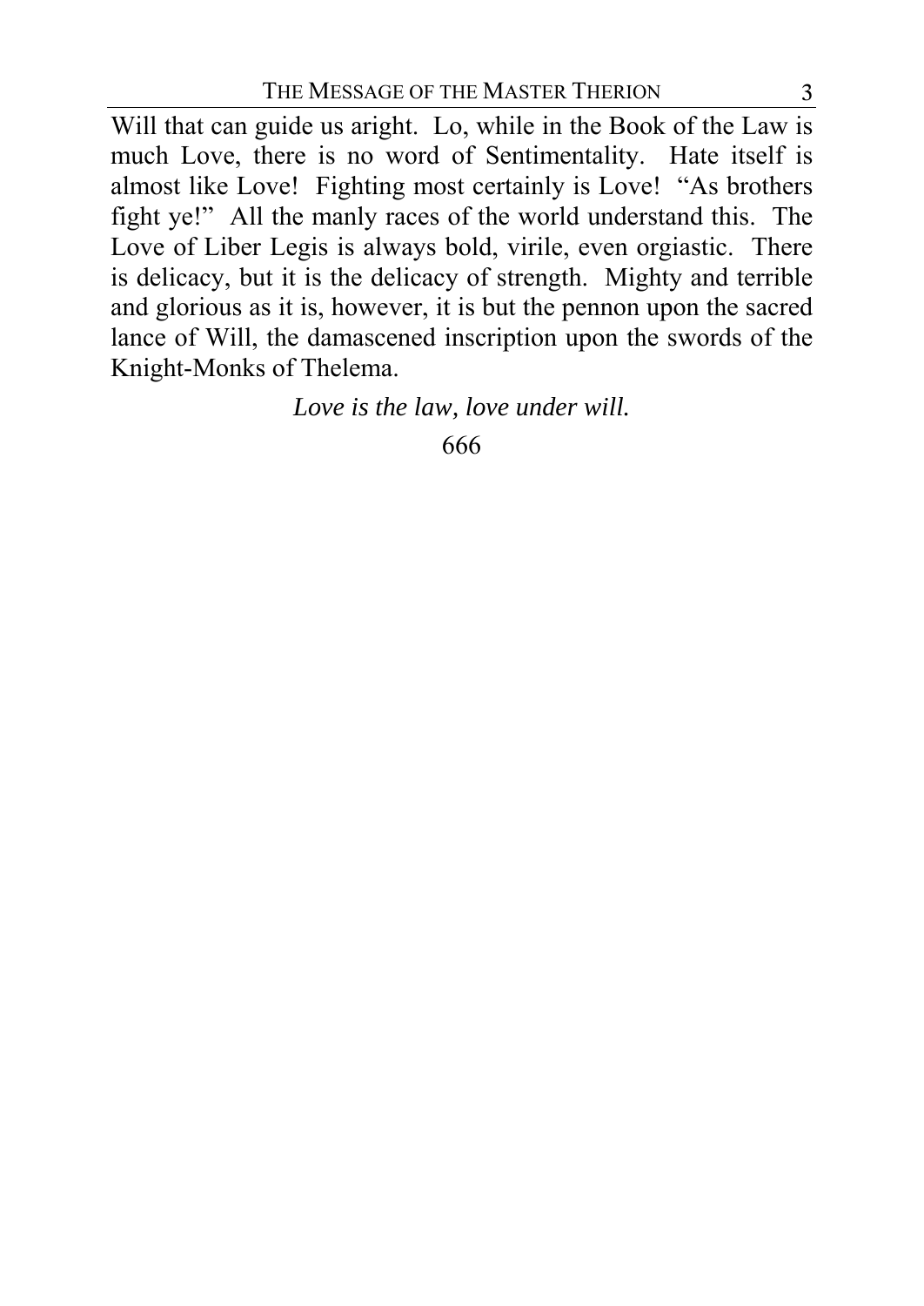Will that can guide us aright. Lo, while in the Book of the Law is much Love, there is no word of Sentimentality. Hate itself is almost like Love! Fighting most certainly is Love! "As brothers fight ye!" All the manly races of the world understand this. The Love of Liber Legis is always bold, virile, even orgiastic. There is delicacy, but it is the delicacy of strength. Mighty and terrible and glorious as it is, however, it is but the pennon upon the sacred lance of Will, the damascened inscription upon the swords of the Knight-Monks of Thelema.

*Love is the law, love under will.*

666